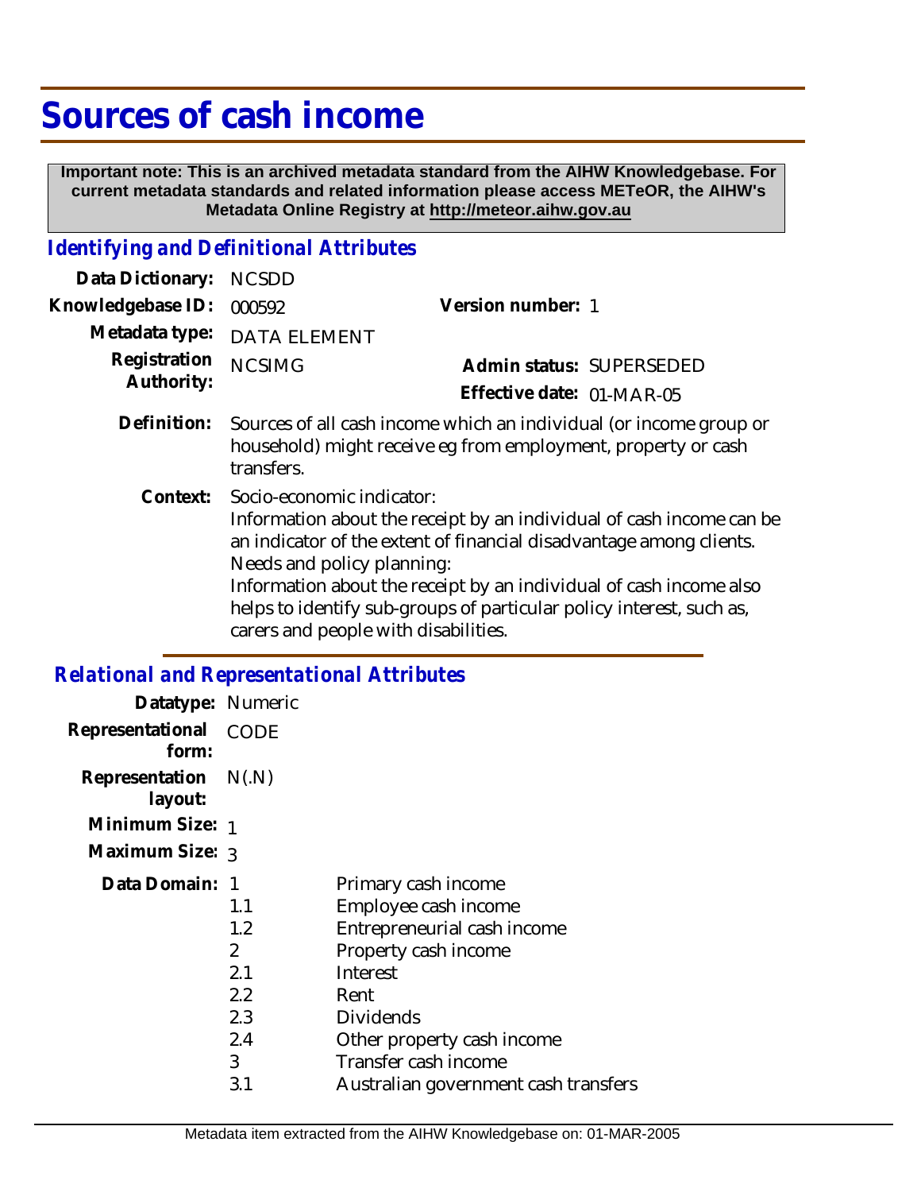# Sources of cash income

**Important note: This is an archived metadata standard from the AIHW Knowledgebase. For current metadata standards and related information please access METeOR, the AIHW's Metadata Online Registry at http://meteor.aihw.gov.au**

## *Identifying and Definitional Attributes*

**Data Dictionary:** NCSDD

**Knowledgebase ID:** 000592

**Version number:** 1

**Metadata type:** DATA ELEMENT

**Registration Authority:** NCSIMG

**Admin status:** SUPERSEDED

**Effective date:** 01-MAR-05

**Definition:** Sources of all cash income which an individual (or income group or household) might receive eg from employment, property or cash transfers.

**Context:** Socio-economic indicator:
Information about the receipt by an individual of cash income can be an indicator of the extent of financial disadvantage among clients.
Needs and policy planning:
Information about the receipt by an individual of cash income also helps to identify sub-groups of particular policy interest, such as, carers and people with disabilities.

## *Relational and Representational Attributes*

**Datatype:** Numeric

**Representational form:** CODE

**Representation layout:** N(.N)

**Minimum Size:** 1

**Maximum Size:** 3

**Data Domain:**

| Code | Description |
|---|---|
| 1 | Primary cash income |
| 1.1 | Employee cash income |
| 1.2 | Entrepreneurial cash income |
| 2 | Property cash income |
| 2.1 | Interest |
| 2.2 | Rent |
| 2.3 | Dividends |
| 2.4 | Other property cash income |
| 3 | Transfer cash income |
| 3.1 | Australian government cash transfers |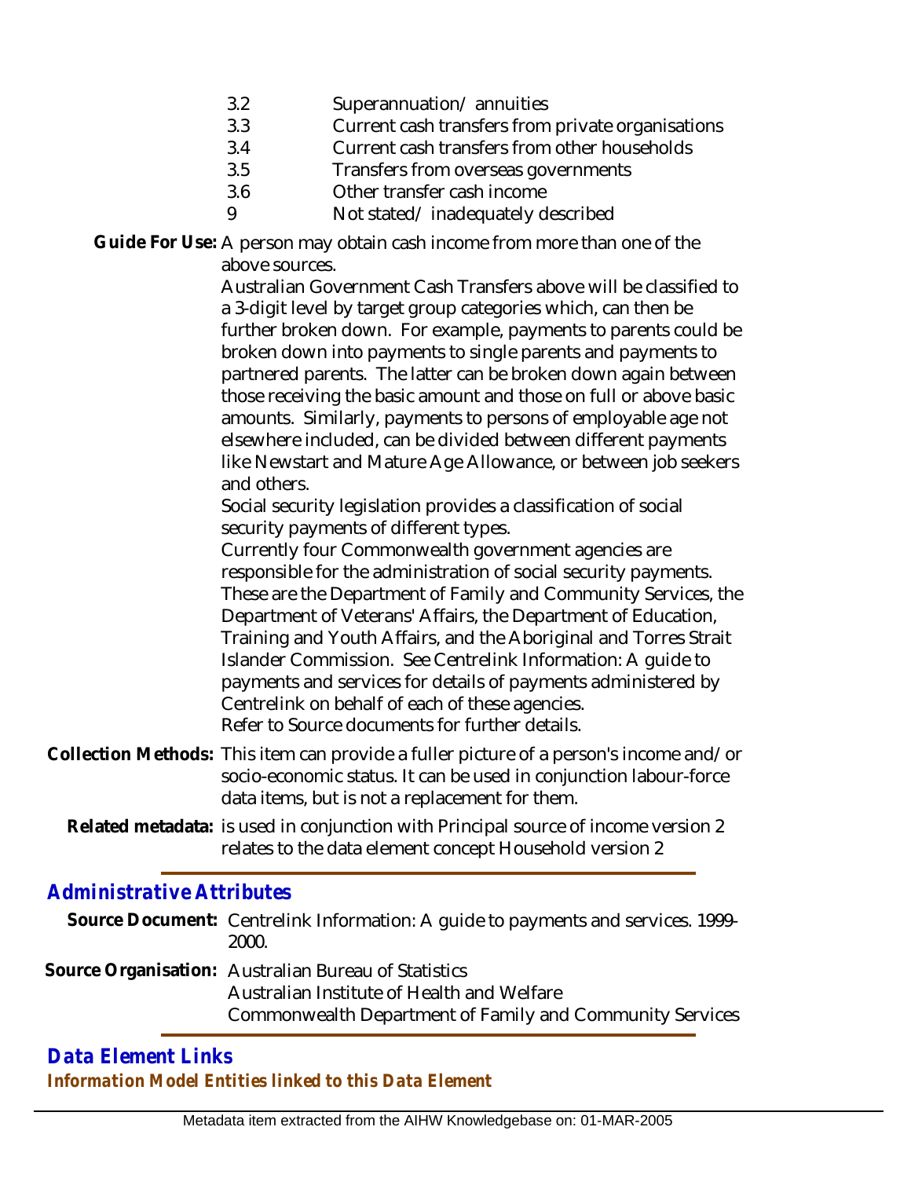| | |
|---|---|
| 3.2 | Superannuation/ annuities |
| 3.3 | Current cash transfers from private organisations |
| 3.4 | Current cash transfers from other households |
| 3.5 | Transfers from overseas governments |
| 3.6 | Other transfer cash income |
| 9 | Not stated/ inadequately described |

**Guide For Use:** A person may obtain cash income from more than one of the above sources.

Australian Government Cash Transfers above will be classified to a 3-digit level by target group categories which, can then be further broken down. For example, payments to parents could be broken down into payments to single parents and payments to partnered parents. The latter can be broken down again between those receiving the basic amount and those on full or above basic amounts. Similarly, payments to persons of employable age not elsewhere included, can be divided between different payments like Newstart and Mature Age Allowance, or between job seekers and others.

Social security legislation provides a classification of social security payments of different types.

Currently four Commonwealth government agencies are responsible for the administration of social security payments. These are the Department of Family and Community Services, the Department of Veterans' Affairs, the Department of Education, Training and Youth Affairs, and the Aboriginal and Torres Strait Islander Commission. See Centrelink Information: A guide to payments and services for details of payments administered by Centrelink on behalf of each of these agencies.

Refer to Source documents for further details.

**Collection Methods:** This item can provide a fuller picture of a person's income and/or socio-economic status. It can be used in conjunction labour-force data items, but is not a replacement for them.

**Related metadata:** is used in conjunction with Principal source of income version 2
relates to the data element concept Household version 2

## Administrative Attributes

**Source Document:** Centrelink Information: A guide to payments and services. 1999-2000.

**Source Organisation:** Australian Bureau of Statistics
Australian Institute of Health and Welfare
Commonwealth Department of Family and Community Services

## Data Element Links

*Information Model Entities linked to this Data Element*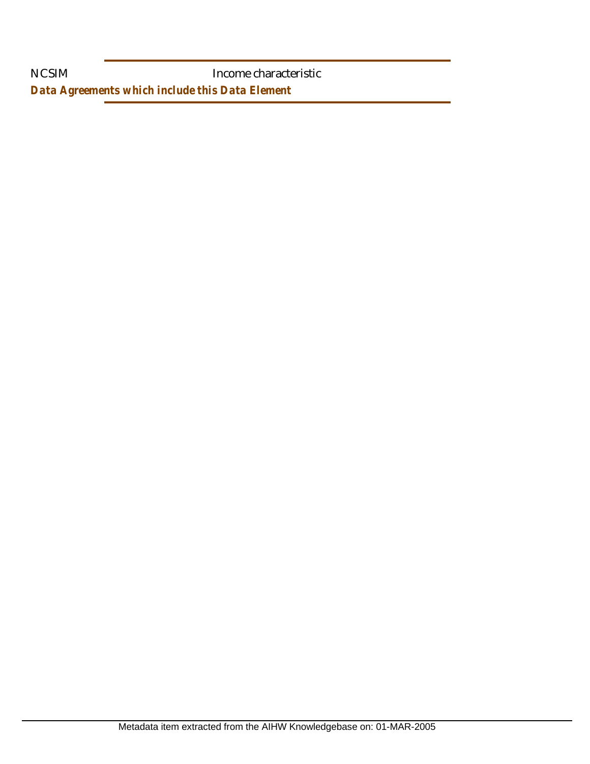NCSIM | Income characteristic

**Data Agreements which include this Data Element**